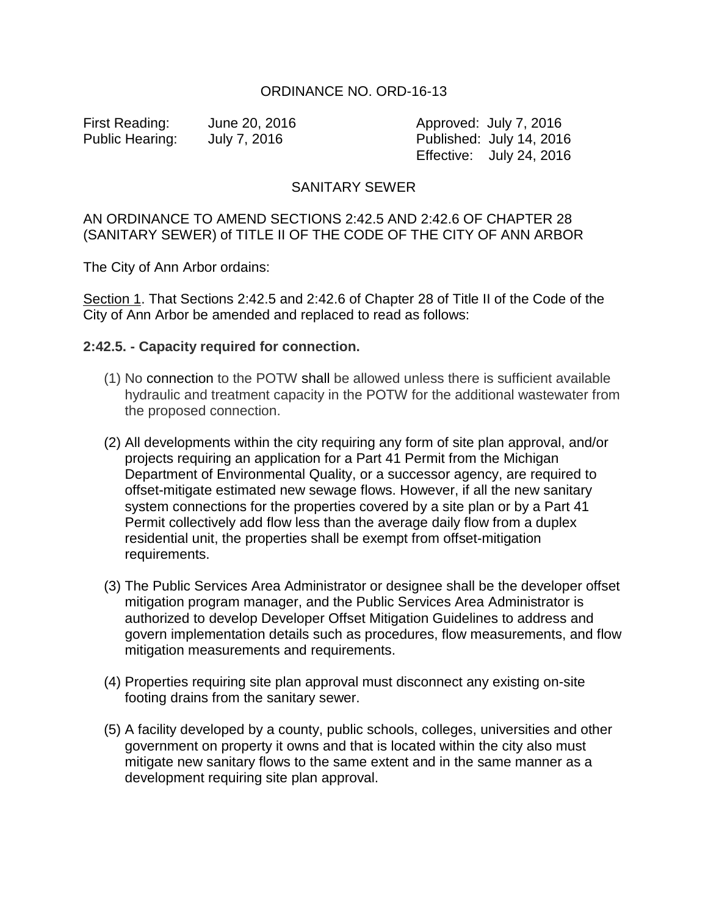ORDINANCE NO. ORD-16-13

First Reading: June 20, 2016
Public Hearing: July 7, 2016

Approved: July 7, 2016
Published: July 14, 2016
Effective: July 24, 2016

SANITARY SEWER

AN ORDINANCE TO AMEND SECTIONS 2:42.5 AND 2:42.6 OF CHAPTER 28 (SANITARY SEWER) of TITLE II OF THE CODE OF THE CITY OF ANN ARBOR

The City of Ann Arbor ordains:

Section 1. That Sections 2:42.5 and 2:42.6 of Chapter 28 of Title II of the Code of the City of Ann Arbor be amended and replaced to read as follows:

**2:42.5. - Capacity required for connection.**

(1) No connection to the POTW shall be allowed unless there is sufficient available hydraulic and treatment capacity in the POTW for the additional wastewater from the proposed connection.

(2) All developments within the city requiring any form of site plan approval, and/or projects requiring an application for a Part 41 Permit from the Michigan Department of Environmental Quality, or a successor agency, are required to offset-mitigate estimated new sewage flows. However, if all the new sanitary system connections for the properties covered by a site plan or by a Part 41 Permit collectively add flow less than the average daily flow from a duplex residential unit, the properties shall be exempt from offset-mitigation requirements.

(3) The Public Services Area Administrator or designee shall be the developer offset mitigation program manager, and the Public Services Area Administrator is authorized to develop Developer Offset Mitigation Guidelines to address and govern implementation details such as procedures, flow measurements, and flow mitigation measurements and requirements.

(4) Properties requiring site plan approval must disconnect any existing on-site footing drains from the sanitary sewer.

(5) A facility developed by a county, public schools, colleges, universities and other government on property it owns and that is located within the city also must mitigate new sanitary flows to the same extent and in the same manner as a development requiring site plan approval.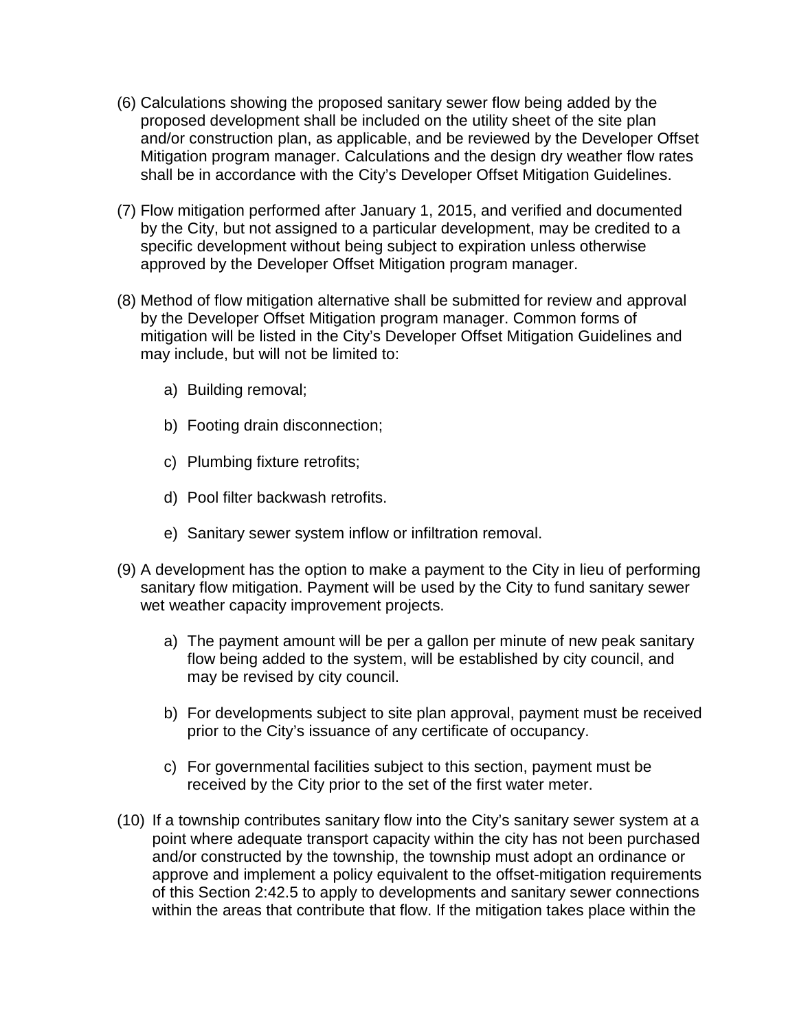(6) Calculations showing the proposed sanitary sewer flow being added by the proposed development shall be included on the utility sheet of the site plan and/or construction plan, as applicable, and be reviewed by the Developer Offset Mitigation program manager. Calculations and the design dry weather flow rates shall be in accordance with the City's Developer Offset Mitigation Guidelines.

(7) Flow mitigation performed after January 1, 2015, and verified and documented by the City, but not assigned to a particular development, may be credited to a specific development without being subject to expiration unless otherwise approved by the Developer Offset Mitigation program manager.

(8) Method of flow mitigation alternative shall be submitted for review and approval by the Developer Offset Mitigation program manager. Common forms of mitigation will be listed in the City's Developer Offset Mitigation Guidelines and may include, but will not be limited to:

  a) Building removal;

  b) Footing drain disconnection;

  c) Plumbing fixture retrofits;

  d) Pool filter backwash retrofits.

  e) Sanitary sewer system inflow or infiltration removal.

(9) A development has the option to make a payment to the City in lieu of performing sanitary flow mitigation. Payment will be used by the City to fund sanitary sewer wet weather capacity improvement projects.

  a) The payment amount will be per a gallon per minute of new peak sanitary flow being added to the system, will be established by city council, and may be revised by city council.

  b) For developments subject to site plan approval, payment must be received prior to the City's issuance of any certificate of occupancy.

  c) For governmental facilities subject to this section, payment must be received by the City prior to the set of the first water meter.

(10) If a township contributes sanitary flow into the City's sanitary sewer system at a point where adequate transport capacity within the city has not been purchased and/or constructed by the township, the township must adopt an ordinance or approve and implement a policy equivalent to the offset-mitigation requirements of this Section 2:42.5 to apply to developments and sanitary sewer connections within the areas that contribute that flow. If the mitigation takes place within the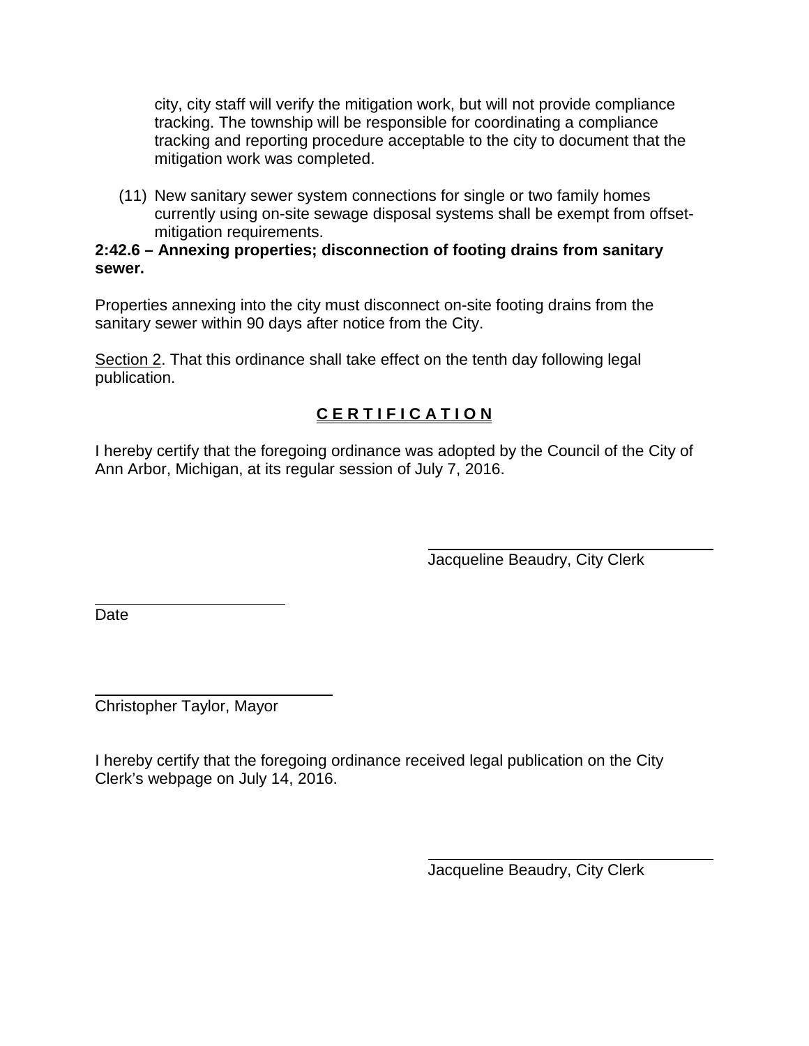city, city staff will verify the mitigation work, but will not provide compliance tracking. The township will be responsible for coordinating a compliance tracking and reporting procedure acceptable to the city to document that the mitigation work was completed.

(11) New sanitary sewer system connections for single or two family homes currently using on-site sewage disposal systems shall be exempt from offset-mitigation requirements.

**2:42.6 – Annexing properties; disconnection of footing drains from sanitary sewer.**

Properties annexing into the city must disconnect on-site footing drains from the sanitary sewer within 90 days after notice from the City.

Section 2. That this ordinance shall take effect on the tenth day following legal publication.

**C E R T I F I C A T I O N**

I hereby certify that the foregoing ordinance was adopted by the Council of the City of Ann Arbor, Michigan, at its regular session of July 7, 2016.

Jacqueline Beaudry, City Clerk

Date

Christopher Taylor, Mayor

I hereby certify that the foregoing ordinance received legal publication on the City Clerk's webpage on July 14, 2016.

Jacqueline Beaudry, City Clerk